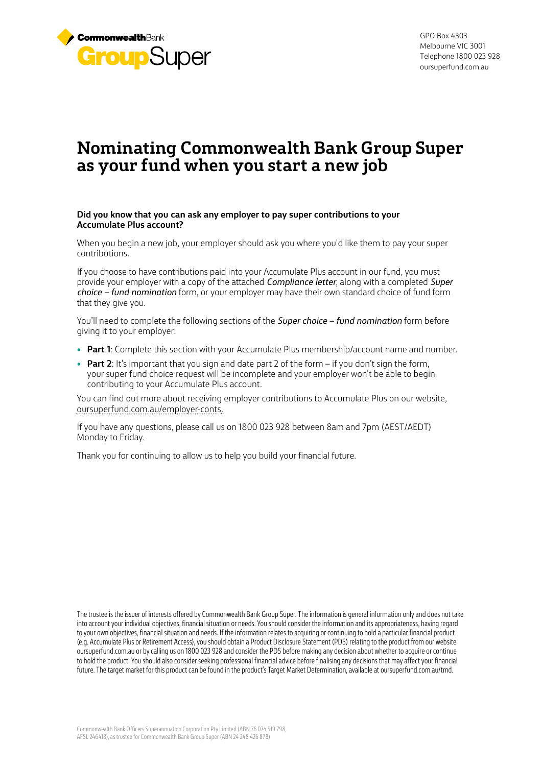GPO Box 4303
Melbourne VIC 3001
Telephone 1800 023 928
oursuperfund.com.au

# Nominating Commonwealth Bank Group Super as your fund when you start a new job

**Did you know that you can ask any employer to pay super contributions to your Accumulate Plus account?**

When you begin a new job, your employer should ask you where you'd like them to pay your super contributions.

If you choose to have contributions paid into your Accumulate Plus account in our fund, you must provide your employer with a copy of the attached *Compliance letter*, along with a completed *Super choice – fund nomination* form, or your employer may have their own standard choice of fund form that they give you.

You'll need to complete the following sections of the *Super choice – fund nomination* form before giving it to your employer:

- **Part 1**: Complete this section with your Accumulate Plus membership/account name and number.
- **Part 2**: It's important that you sign and date part 2 of the form – if you don't sign the form, your super fund choice request will be incomplete and your employer won't be able to begin contributing to your Accumulate Plus account.

You can find out more about receiving employer contributions to Accumulate Plus on our website, oursuperfund.com.au/employer-conts.

If you have any questions, please call us on 1800 023 928 between 8am and 7pm (AEST/AEDT) Monday to Friday.

Thank you for continuing to allow us to help you build your financial future.

The trustee is the issuer of interests offered by Commonwealth Bank Group Super. The information is general information only and does not take into account your individual objectives, financial situation or needs. You should consider the information and its appropriateness, having regard to your own objectives, financial situation and needs. If the information relates to acquiring or continuing to hold a particular financial product (e.g. Accumulate Plus or Retirement Access), you should obtain a Product Disclosure Statement (PDS) relating to the product from our website oursuperfund.com.au or by calling us on 1800 023 928 and consider the PDS before making any decision about whether to acquire or continue to hold the product. You should also consider seeking professional financial advice before finalising any decisions that may affect your financial future. The target market for this product can be found in the product's Target Market Determination, available at oursuperfund.com.au/tmd.

Commonwealth Bank Officers Superannuation Corporation Pty Limited (ABN 76 074 519 798, AFSL 246418), as trustee for Commonwealth Bank Group Super (ABN 24 248 426 878)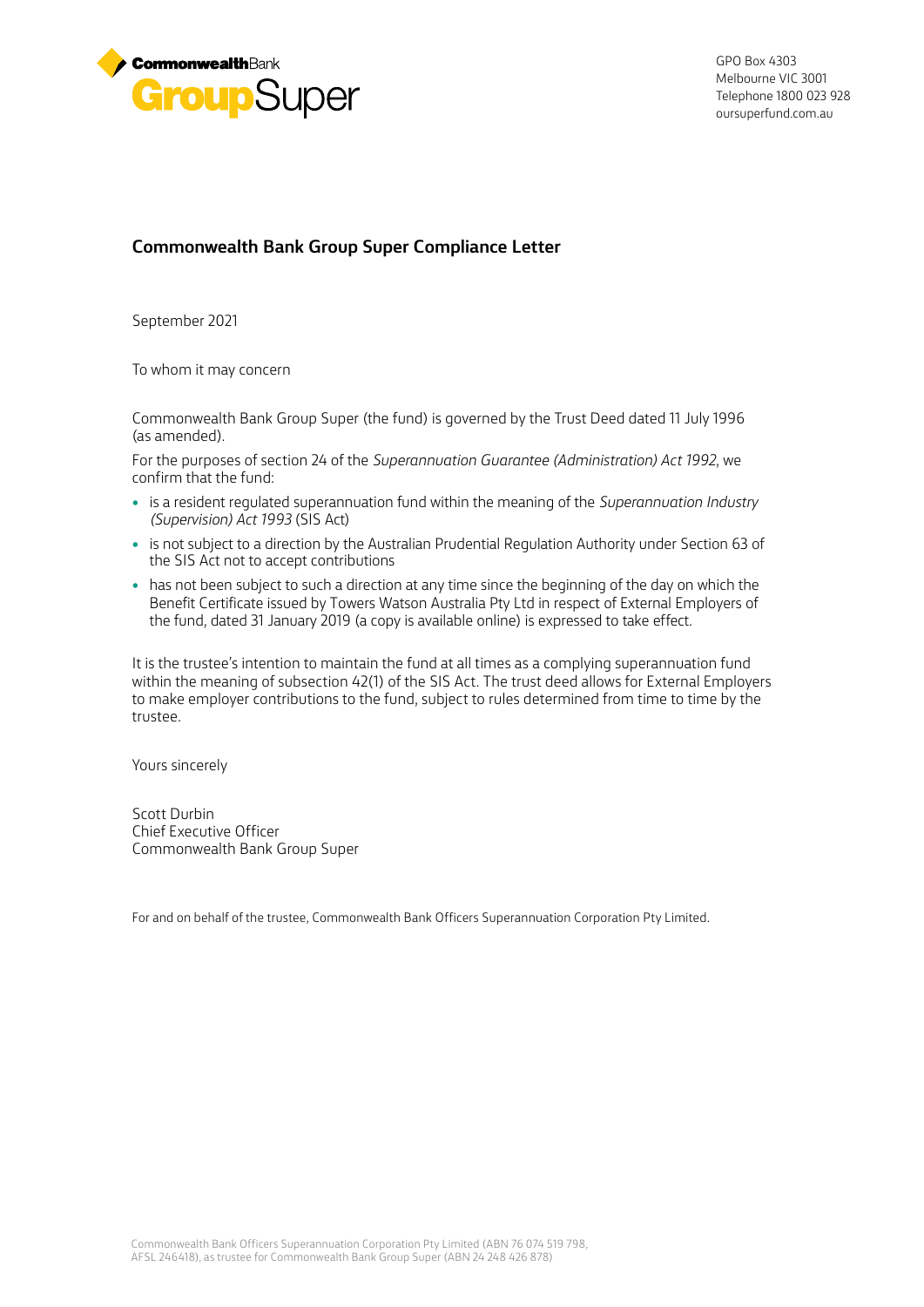GPO Box 4303
Melbourne VIC 3001
Telephone 1800 023 928
oursuperfund.com.au

## Commonwealth Bank Group Super Compliance Letter

September 2021

To whom it may concern

Commonwealth Bank Group Super (the fund) is governed by the Trust Deed dated 11 July 1996 (as amended).

For the purposes of section 24 of the *Superannuation Guarantee (Administration) Act 1992*, we confirm that the fund:

- is a resident regulated superannuation fund within the meaning of the *Superannuation Industry (Supervision) Act 1993* (SIS Act)
- is not subject to a direction by the Australian Prudential Regulation Authority under Section 63 of the SIS Act not to accept contributions
- has not been subject to such a direction at any time since the beginning of the day on which the Benefit Certificate issued by Towers Watson Australia Pty Ltd in respect of External Employers of the fund, dated 31 January 2019 (a copy is available online) is expressed to take effect.

It is the trustee's intention to maintain the fund at all times as a complying superannuation fund within the meaning of subsection 42(1) of the SIS Act. The trust deed allows for External Employers to make employer contributions to the fund, subject to rules determined from time to time by the trustee.

Yours sincerely

Scott Durbin
Chief Executive Officer
Commonwealth Bank Group Super

For and on behalf of the trustee, Commonwealth Bank Officers Superannuation Corporation Pty Limited.

Commonwealth Bank Officers Superannuation Corporation Pty Limited (ABN 76 074 519 798, AFSL 246418), as trustee for Commonwealth Bank Group Super (ABN 24 248 426 878)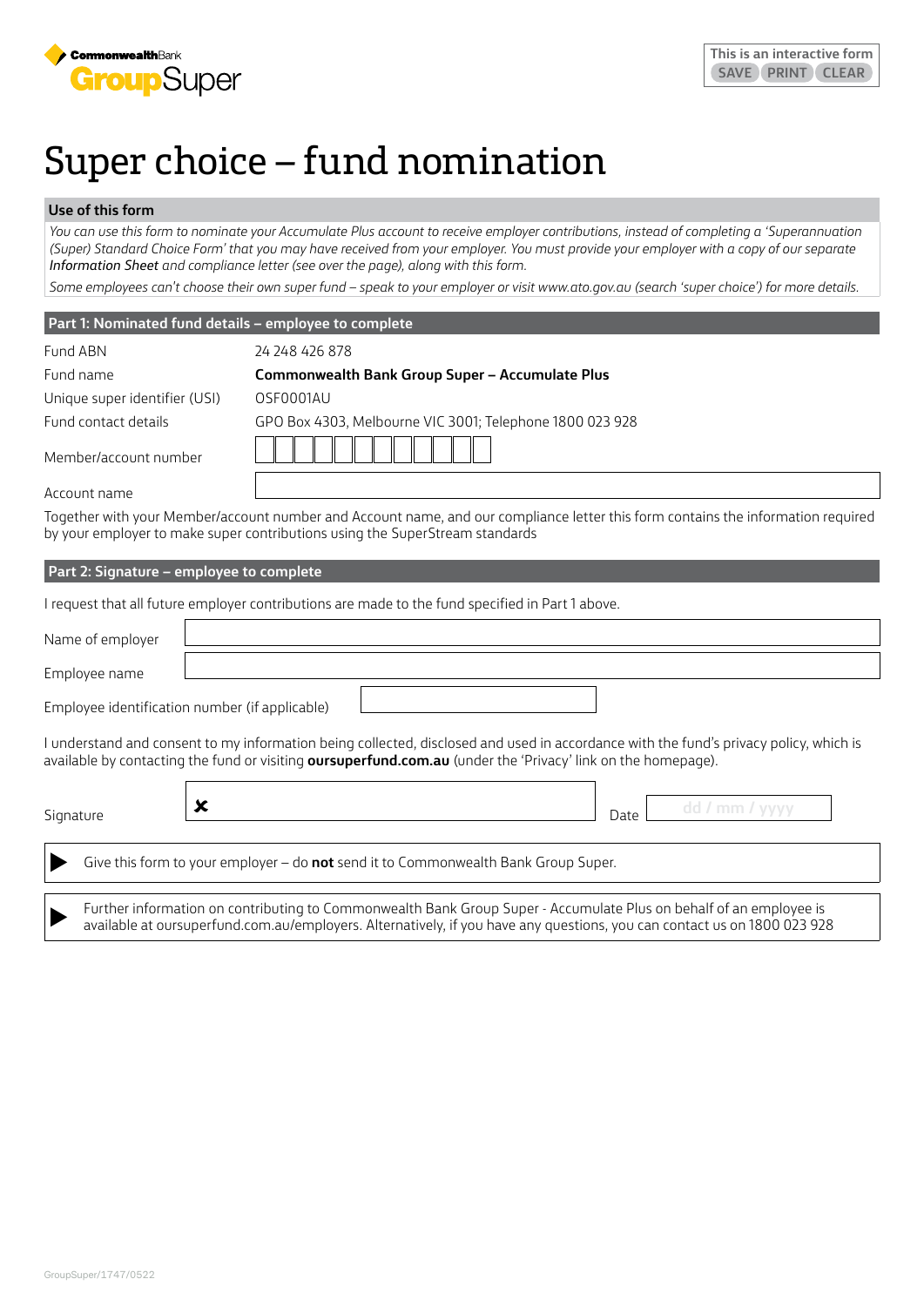# Super choice – fund nomination

## Use of this form

*You can use this form to nominate your Accumulate Plus account to receive employer contributions, instead of completing a 'Superannuation (Super) Standard Choice Form' that you may have received from your employer. You must provide your employer with a copy of our separate **Information Sheet** and compliance letter (see over the page), along with this form.*

*Some employees can't choose their own super fund – speak to your employer or visit www.ato.gov.au (search 'super choice') for more details.*

## Part 1: Nominated fund details – employee to complete

| | |
|---|---|
| Fund ABN | 24 248 426 878 |
| Fund name | **Commonwealth Bank Group Super – Accumulate Plus** |
| Unique super identifier (USI) | OSF0001AU |
| Fund contact details | GPO Box 4303, Melbourne VIC 3001; Telephone 1800 023 928 |
| Member/account number | |
| Account name | |

Together with your Member/account number and Account name, and our compliance letter this form contains the information required by your employer to make super contributions using the SuperStream standards

## Part 2: Signature – employee to complete

I request that all future employer contributions are made to the fund specified in Part 1 above.

Name of employer

Employee name

Employee identification number (if applicable)

I understand and consent to my information being collected, disclosed and used in accordance with the fund's privacy policy, which is available by contacting the fund or visiting **oursuperfund.com.au** (under the 'Privacy' link on the homepage).

Signature ✘

Date dd / mm / yyyy

▶ Give this form to your employer – do **not** send it to Commonwealth Bank Group Super.

▶ Further information on contributing to Commonwealth Bank Group Super - Accumulate Plus on behalf of an employee is available at oursuperfund.com.au/employers. Alternatively, if you have any questions, you can contact us on 1800 023 928

GroupSuper/1747/0522